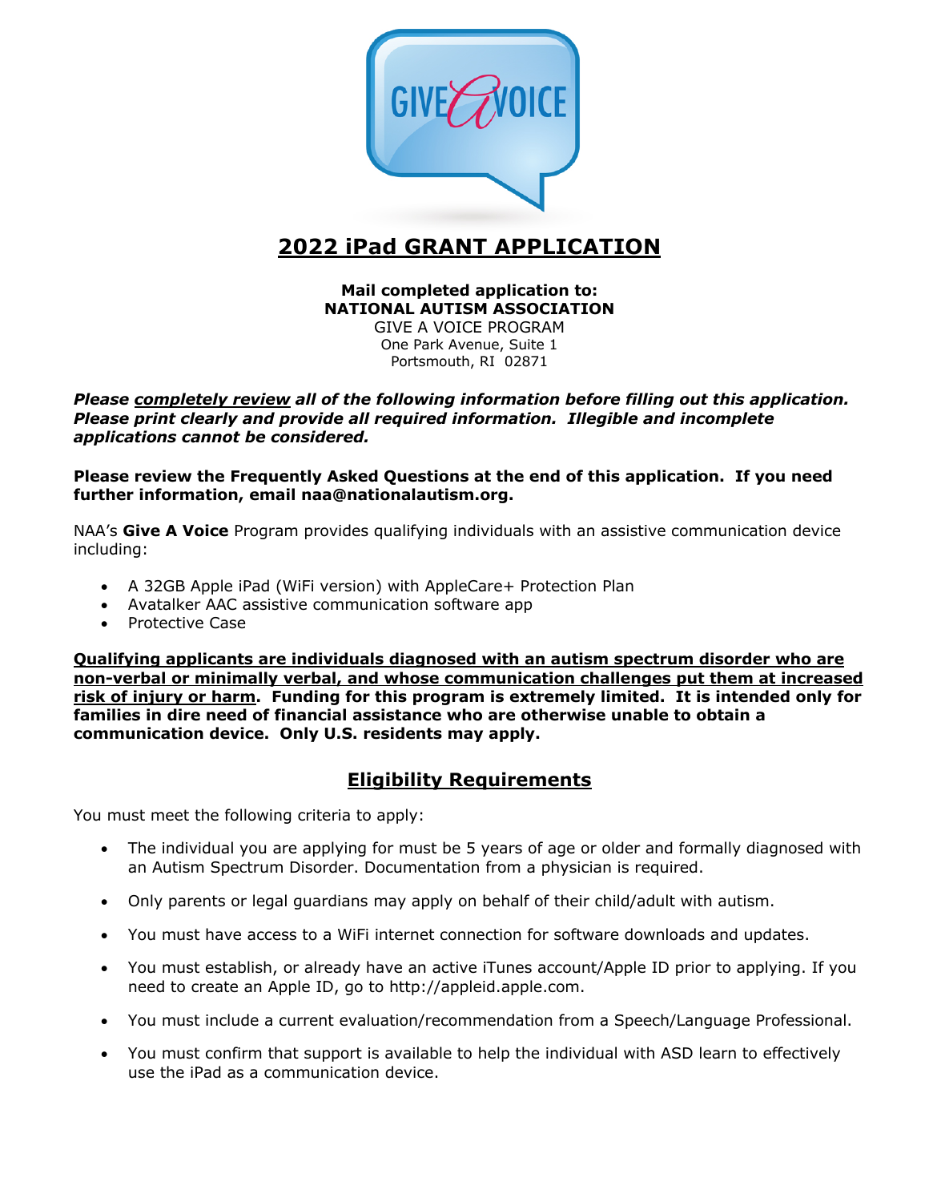GIVE A VOICE

# 2022 iPad GRANT APPLICATION

**Mail completed application to:**
**NATIONAL AUTISM ASSOCIATION**
GIVE A VOICE PROGRAM
One Park Avenue, Suite 1
Portsmouth, RI 02871

***Please completely review all of the following information before filling out this application. Please print clearly and provide all required information. Illegible and incomplete applications cannot be considered.***

**Please review the Frequently Asked Questions at the end of this application. If you need further information, email naa@nationalautism.org.**

NAA's **Give A Voice** Program provides qualifying individuals with an assistive communication device including:

- A 32GB Apple iPad (WiFi version) with AppleCare+ Protection Plan
- Avatalker AAC assistive communication software app
- Protective Case

**Qualifying applicants are individuals diagnosed with an autism spectrum disorder who are non-verbal or minimally verbal, and whose communication challenges put them at increased risk of injury or harm. Funding for this program is extremely limited. It is intended only for families in dire need of financial assistance who are otherwise unable to obtain a communication device. Only U.S. residents may apply.**

## Eligibility Requirements

You must meet the following criteria to apply:

- The individual you are applying for must be 5 years of age or older and formally diagnosed with an Autism Spectrum Disorder. Documentation from a physician is required.
- Only parents or legal guardians may apply on behalf of their child/adult with autism.
- You must have access to a WiFi internet connection for software downloads and updates.
- You must establish, or already have an active iTunes account/Apple ID prior to applying. If you need to create an Apple ID, go to http://appleid.apple.com.
- You must include a current evaluation/recommendation from a Speech/Language Professional.
- You must confirm that support is available to help the individual with ASD learn to effectively use the iPad as a communication device.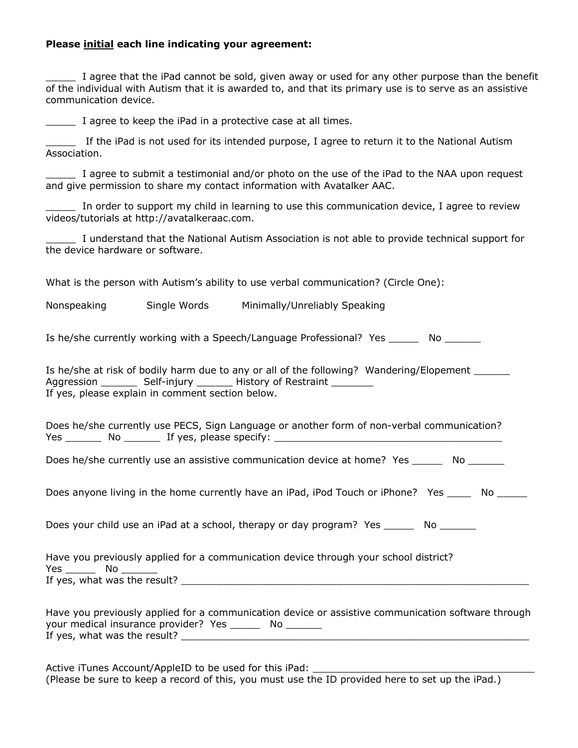**Please initial each line indicating your agreement:**

_____ I agree that the iPad cannot be sold, given away or used for any other purpose than the benefit of the individual with Autism that it is awarded to, and that its primary use is to serve as an assistive communication device.

_____ I agree to keep the iPad in a protective case at all times.

_____ If the iPad is not used for its intended purpose, I agree to return it to the National Autism Association.

_____ I agree to submit a testimonial and/or photo on the use of the iPad to the NAA upon request and give permission to share my contact information with Avatalker AAC.

_____ In order to support my child in learning to use this communication device, I agree to review videos/tutorials at http://avatalkeraac.com.

_____ I understand that the National Autism Association is not able to provide technical support for the device hardware or software.

What is the person with Autism's ability to use verbal communication? (Circle One):

Nonspeaking Single Words Minimally/Unreliably Speaking

Is he/she currently working with a Speech/Language Professional? Yes _____ No ______

Is he/she at risk of bodily harm due to any or all of the following? Wandering/Elopement ______ Aggression ______ Self-injury ______ History of Restraint _______
If yes, please explain in comment section below.

Does he/she currently use PECS, Sign Language or another form of non-verbal communication? Yes ______ No ______ If yes, please specify: _______________________________________

Does he/she currently use an assistive communication device at home? Yes _____ No ______

Does anyone living in the home currently have an iPad, iPod Touch or iPhone? Yes ____ No _____

Does your child use an iPad at a school, therapy or day program? Yes _____ No ______

Have you previously applied for a communication device through your school district?
Yes _____ No ______
If yes, what was the result? ____________________________________________________________

Have you previously applied for a communication device or assistive communication software through your medical insurance provider? Yes _____ No ______
If yes, what was the result? ____________________________________________________________

Active iTunes Account/AppleID to be used for this iPad: ______________________________________
(Please be sure to keep a record of this, you must use the ID provided here to set up the iPad.)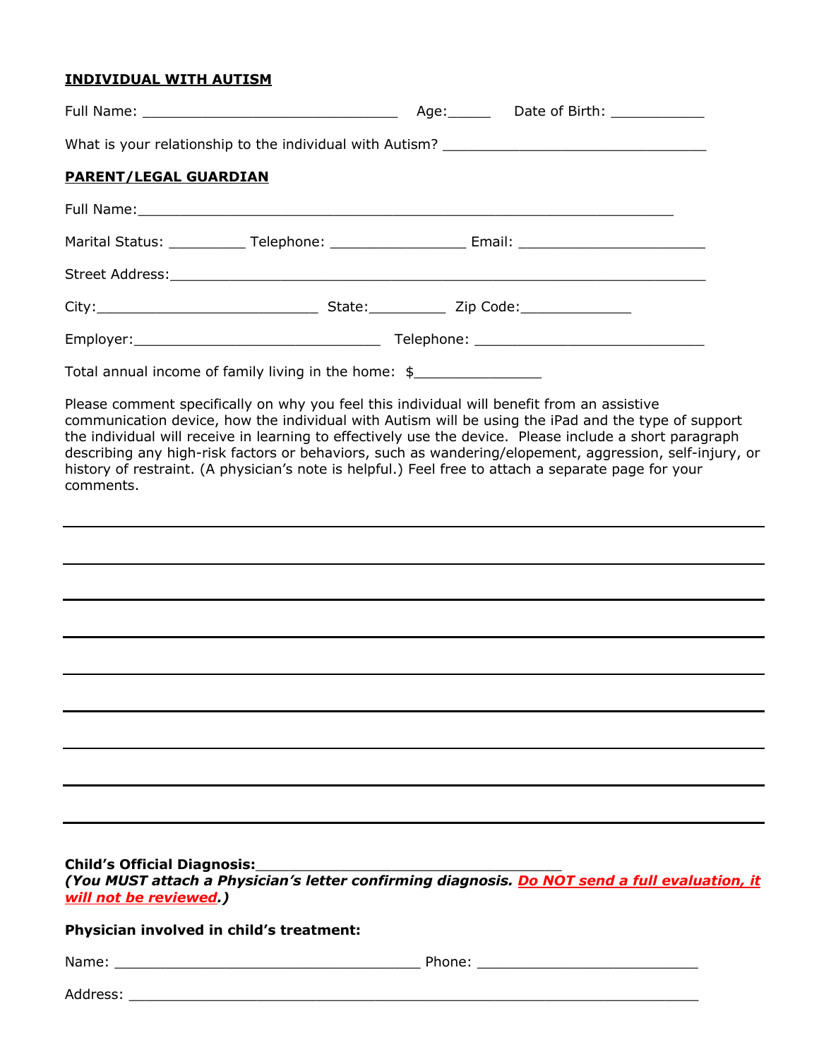**INDIVIDUAL WITH AUTISM**

Full Name: _______________________________ Age:_____ Date of Birth: ___________

What is your relationship to the individual with Autism? _______________________________

**PARENT/LEGAL GUARDIAN**

Full Name:_________________________________________________________________

Marital Status: _________ Telephone: ________________ Email: ______________________

Street Address:______________________________________________________________

City:___________________________ State:_________ Zip Code:_____________

Employer:______________________________ Telephone: ___________________________

Total annual income of family living in the home: $_______________

Please comment specifically on why you feel this individual will benefit from an assistive communication device, how the individual with Autism will be using the iPad and the type of support the individual will receive in learning to effectively use the device. Please include a short paragraph describing any high-risk factors or behaviors, such as wandering/elopement, aggression, self-injury, or history of restraint. (A physician's note is helpful.) Feel free to attach a separate page for your comments.

_____________________________________________________________________________

_____________________________________________________________________________

_____________________________________________________________________________

_____________________________________________________________________________

_____________________________________________________________________________

_____________________________________________________________________________

_____________________________________________________________________________

_____________________________________________________________________________

_____________________________________________________________________________

**Child's Official Diagnosis:**_____________________________________

***(You MUST attach a Physician's letter confirming diagnosis. Do NOT send a full evaluation, it will not be reviewed.)***

**Physician involved in child's treatment:**

Name: _____________________________________ Phone: __________________________

Address: ______________________________________________________________________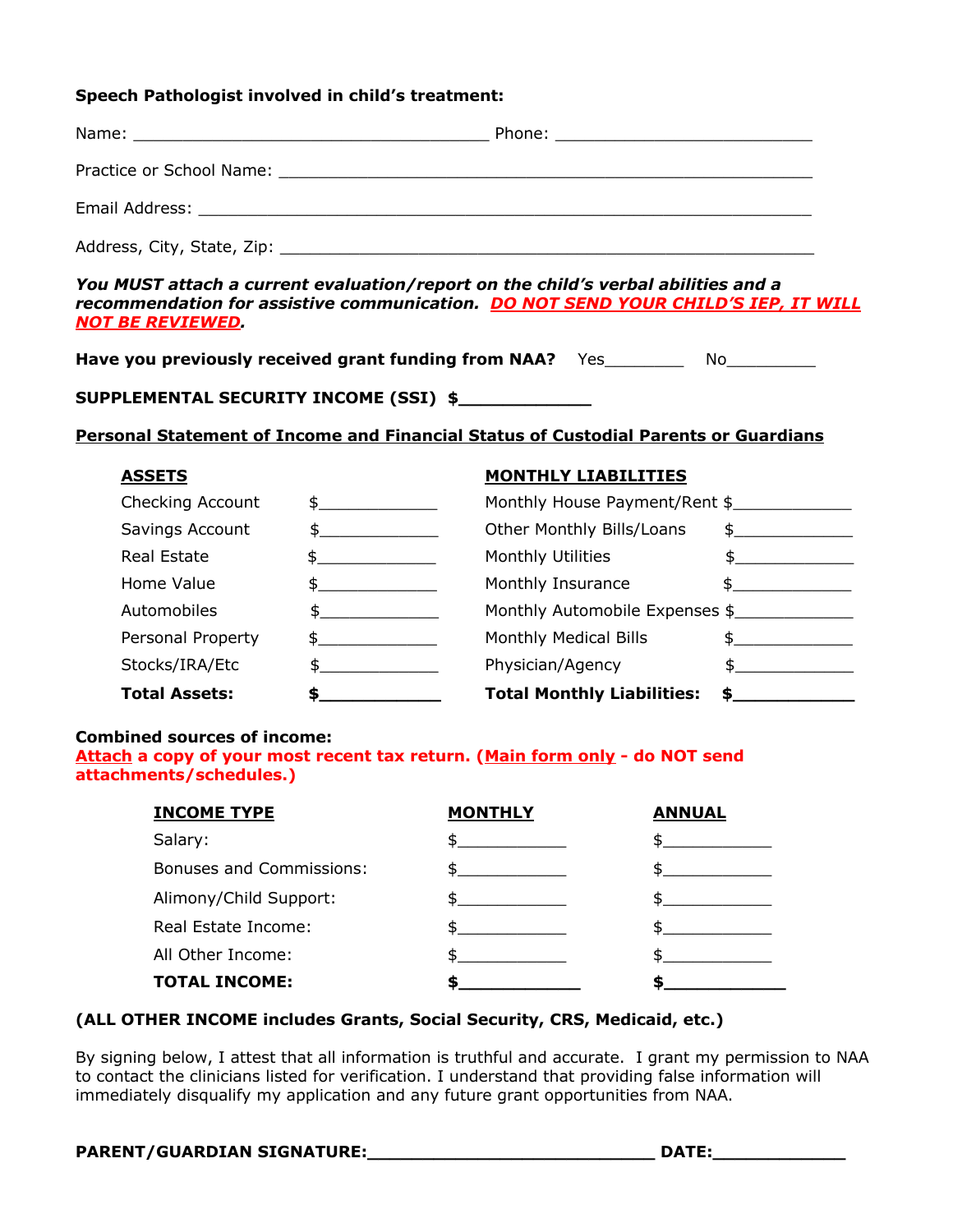**Speech Pathologist involved in child's treatment:**

Name: _______________________________________ Phone: ____________________________

Practice or School Name: _________________________________________________________

Email Address: _________________________________________________________________

Address, City, State, Zip: ________________________________________________________

***You MUST attach a current evaluation/report on the child's verbal abilities and a recommendation for assistive communication. DO NOT SEND YOUR CHILD'S IEP, IT WILL NOT BE REVIEWED.***

**Have you previously received grant funding from NAA?** Yes________ No_________

**SUPPLEMENTAL SECURITY INCOME (SSI) $____________**

**Personal Statement of Income and Financial Status of Custodial Parents or Guardians**

| **ASSETS** | | **MONTHLY LIABILITIES** | |
|---|---|---|---|
| Checking Account | $____________ | Monthly House Payment/Rent | $____________ |
| Savings Account | $____________ | Other Monthly Bills/Loans | $____________ |
| Real Estate | $____________ | Monthly Utilities | $____________ |
| Home Value | $____________ | Monthly Insurance | $____________ |
| Automobiles | $____________ | Monthly Automobile Expenses | $____________ |
| Personal Property | $____________ | Monthly Medical Bills | $____________ |
| Stocks/IRA/Etc | $____________ | Physician/Agency | $____________ |
| **Total Assets:** | **$____________** | **Total Monthly Liabilities:** | **$____________** |

**Combined sources of income:**
**Attach a copy of your most recent tax return. (Main form only - do NOT send attachments/schedules.)**

| **INCOME TYPE** | **MONTHLY** | **ANNUAL** |
|---|---|---|
| Salary: | $___________ | $___________ |
| Bonuses and Commissions: | $___________ | $___________ |
| Alimony/Child Support: | $___________ | $___________ |
| Real Estate Income: | $___________ | $___________ |
| All Other Income: | $___________ | $___________ |
| **TOTAL INCOME:** | **$___________** | **$___________** |

**(ALL OTHER INCOME includes Grants, Social Security, CRS, Medicaid, etc.)**

By signing below, I attest that all information is truthful and accurate. I grant my permission to NAA to contact the clinicians listed for verification. I understand that providing false information will immediately disqualify my application and any future grant opportunities from NAA.

**PARENT/GUARDIAN SIGNATURE:___________________________ DATE:____________**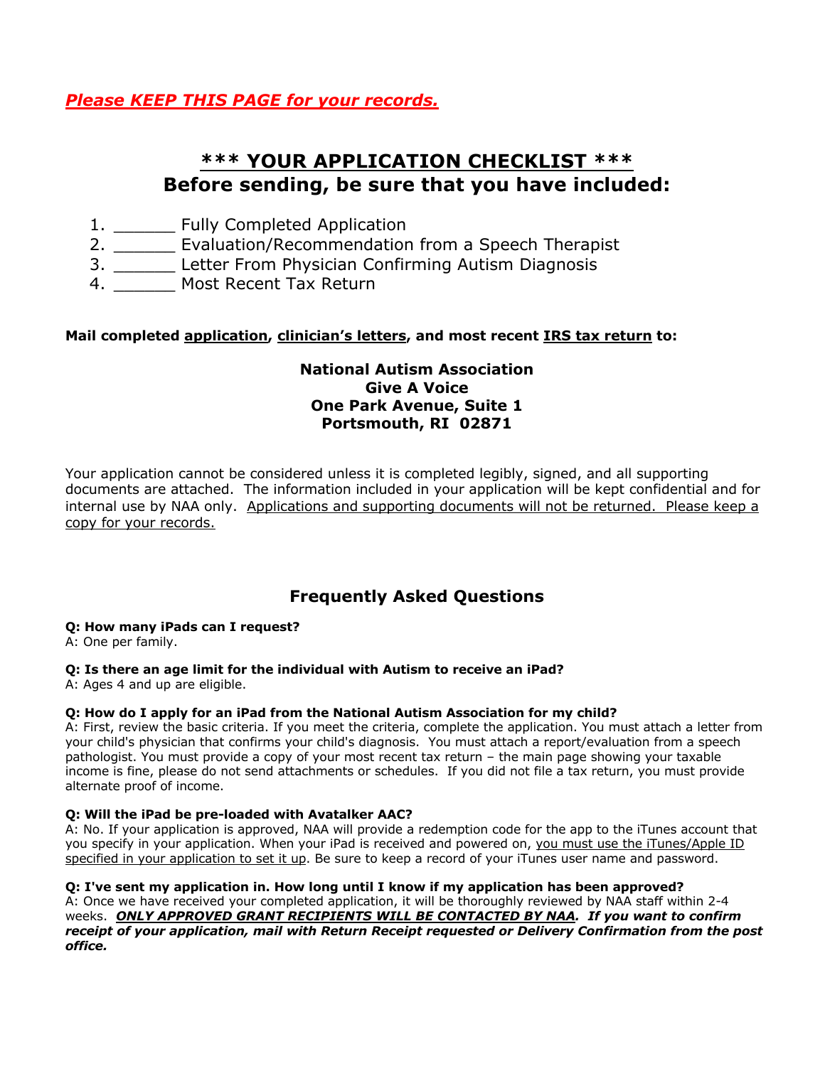***Please KEEP THIS PAGE for your records.***

## *** YOUR APPLICATION CHECKLIST ***
## Before sending, be sure that you have included:

1. ______ Fully Completed Application
2. ______ Evaluation/Recommendation from a Speech Therapist
3. ______ Letter From Physician Confirming Autism Diagnosis
4. ______ Most Recent Tax Return

**Mail completed application, clinician's letters, and most recent IRS tax return to:**

**National Autism Association**
**Give A Voice**
**One Park Avenue, Suite 1**
**Portsmouth, RI 02871**

Your application cannot be considered unless it is completed legibly, signed, and all supporting documents are attached. The information included in your application will be kept confidential and for internal use by NAA only. Applications and supporting documents will not be returned. Please keep a copy for your records.

## Frequently Asked Questions

**Q: How many iPads can I request?**
A: One per family.

**Q: Is there an age limit for the individual with Autism to receive an iPad?**
A: Ages 4 and up are eligible.

**Q: How do I apply for an iPad from the National Autism Association for my child?**
A: First, review the basic criteria. If you meet the criteria, complete the application. You must attach a letter from your child's physician that confirms your child's diagnosis. You must attach a report/evaluation from a speech pathologist. You must provide a copy of your most recent tax return – the main page showing your taxable income is fine, please do not send attachments or schedules. If you did not file a tax return, you must provide alternate proof of income.

**Q: Will the iPad be pre-loaded with Avatalker AAC?**
A: No. If your application is approved, NAA will provide a redemption code for the app to the iTunes account that you specify in your application. When your iPad is received and powered on, you must use the iTunes/Apple ID specified in your application to set it up. Be sure to keep a record of your iTunes user name and password.

**Q: I've sent my application in. How long until I know if my application has been approved?**
A: Once we have received your completed application, it will be thoroughly reviewed by NAA staff within 2-4 weeks. ***ONLY APPROVED GRANT RECIPIENTS WILL BE CONTACTED BY NAA. If you want to confirm receipt of your application, mail with Return Receipt requested or Delivery Confirmation from the post office.***